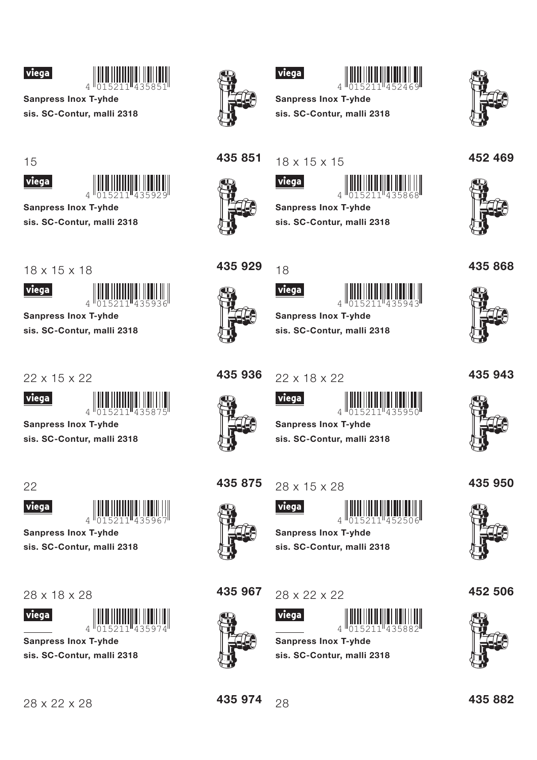viega

4 015211 435851

**Sanpress Inox T-yhde**

**sis. SC-Contur, malli 2318**

15

**435 851**

---

viega

4 015211 452469

**Sanpress Inox T-yhde**

**sis. SC-Contur, malli 2318**

18 x 15 x 15

**452 469**

---

viega

4 015211 435929

**Sanpress Inox T-yhde**

**sis. SC-Contur, malli 2318**

18 x 15 x 18

**435 929**

---

viega

4 015211 435868

**Sanpress Inox T-yhde**

**sis. SC-Contur, malli 2318**

18

**435 868**

---

viega

4 015211 435936

**Sanpress Inox T-yhde**

**sis. SC-Contur, malli 2318**

22 x 15 x 22

**435 936**

---

viega

4 015211 435943

**Sanpress Inox T-yhde**

**sis. SC-Contur, malli 2318**

22 x 18 x 22

**435 943**

---

viega

4 015211 435875

**Sanpress Inox T-yhde**

**sis. SC-Contur, malli 2318**

22

**435 875**

---

viega

4 015211 435950

**Sanpress Inox T-yhde**

**sis. SC-Contur, malli 2318**

28 x 15 x 28

**435 950**

---

viega

4 015211 435967

**Sanpress Inox T-yhde**

**sis. SC-Contur, malli 2318**

28 x 18 x 28

**435 967**

---

viega

4 015211 452506

**Sanpress Inox T-yhde**

**sis. SC-Contur, malli 2318**

28 x 22 x 22

**452 506**

---

viega

4 015211 435974

**Sanpress Inox T-yhde**

**sis. SC-Contur, malli 2318**

28 x 22 x 28

**435 974**

---

viega

4 015211 435882

**Sanpress Inox T-yhde**

**sis. SC-Contur, malli 2318**

28

**435 882**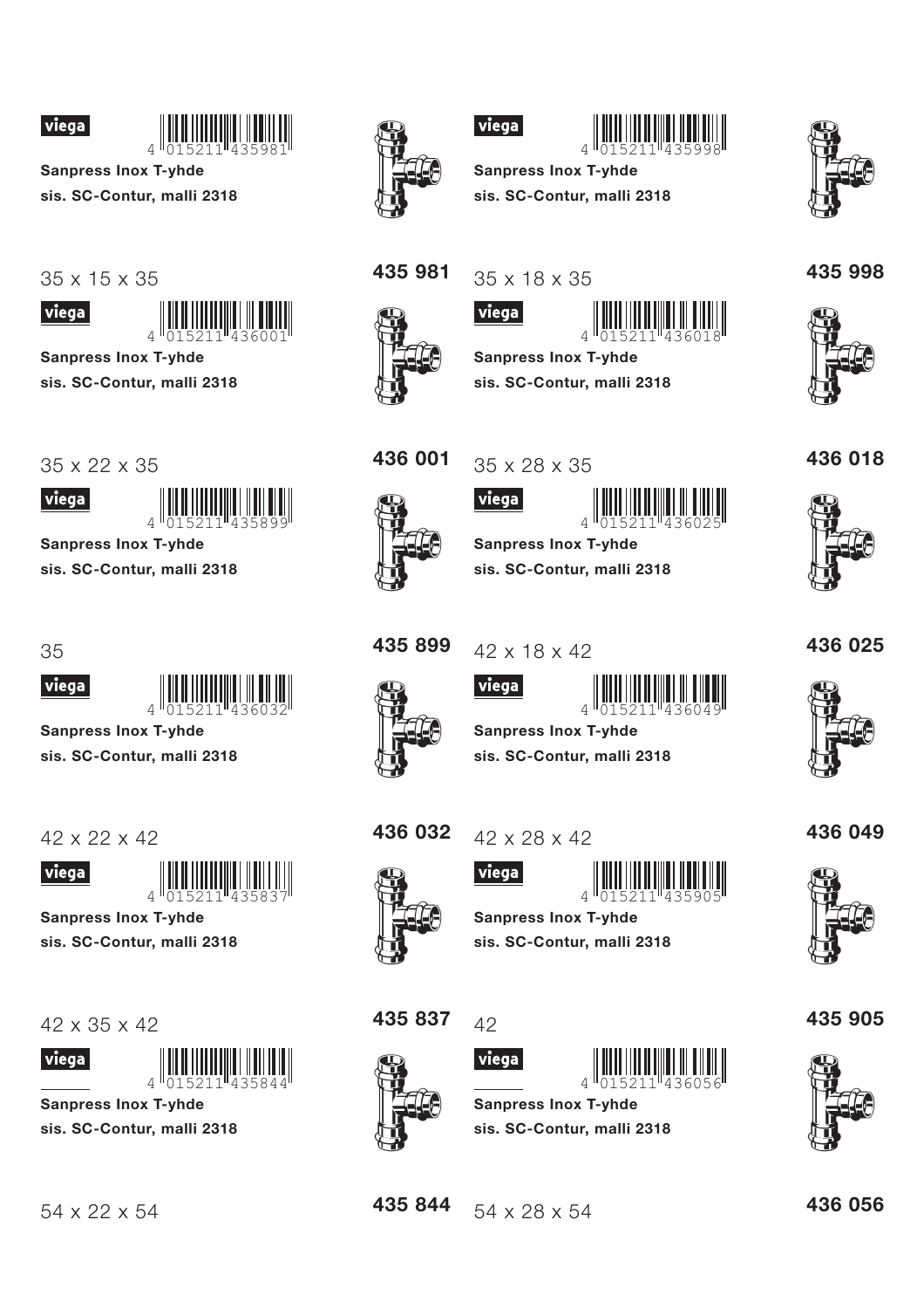viega

4 015211 435981

**Sanpress Inox T-yhde**

**sis. SC-Contur, malli 2318**

35 x 15 x 35

**435 981**

viega

4 015211 435998

**Sanpress Inox T-yhde**

**sis. SC-Contur, malli 2318**

35 x 18 x 35

**435 998**

viega

4 015211 436001

**Sanpress Inox T-yhde**

**sis. SC-Contur, malli 2318**

35 x 22 x 35

**436 001**

viega

4 015211 436018

**Sanpress Inox T-yhde**

**sis. SC-Contur, malli 2318**

35 x 28 x 35

**436 018**

viega

4 015211 435899

**Sanpress Inox T-yhde**

**sis. SC-Contur, malli 2318**

35

**435 899**

viega

4 015211 436025

**Sanpress Inox T-yhde**

**sis. SC-Contur, malli 2318**

42 x 18 x 42

**436 025**

viega

4 015211 436032

**Sanpress Inox T-yhde**

**sis. SC-Contur, malli 2318**

42 x 22 x 42

**436 032**

viega

4 015211 436049

**Sanpress Inox T-yhde**

**sis. SC-Contur, malli 2318**

42 x 28 x 42

**436 049**

viega

4 015211 435837

**Sanpress Inox T-yhde**

**sis. SC-Contur, malli 2318**

42 x 35 x 42

**435 837**

viega

4 015211 435905

**Sanpress Inox T-yhde**

**sis. SC-Contur, malli 2318**

42

**435 905**

viega

4 015211 435844

**Sanpress Inox T-yhde**

**sis. SC-Contur, malli 2318**

54 x 22 x 54

**435 844**

viega

4 015211 436056

**Sanpress Inox T-yhde**

**sis. SC-Contur, malli 2318**

54 x 28 x 54

**436 056**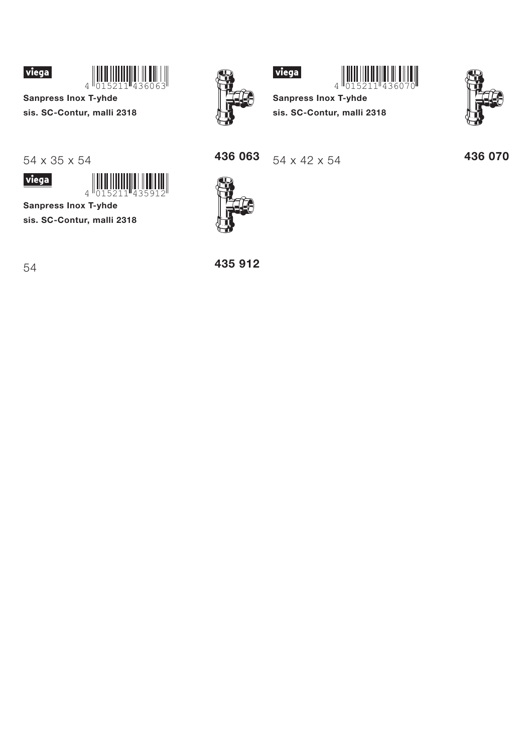viega

4 015211 436063

**Sanpress Inox T-yhde**

**sis. SC-Contur, malli 2318**

54 x 35 x 54

**436 063**

viega

4 015211 436070

**Sanpress Inox T-yhde**

**sis. SC-Contur, malli 2318**

54 x 42 x 54

**436 070**

viega

4 015211 435912

**Sanpress Inox T-yhde**

**sis. SC-Contur, malli 2318**

54

**435 912**